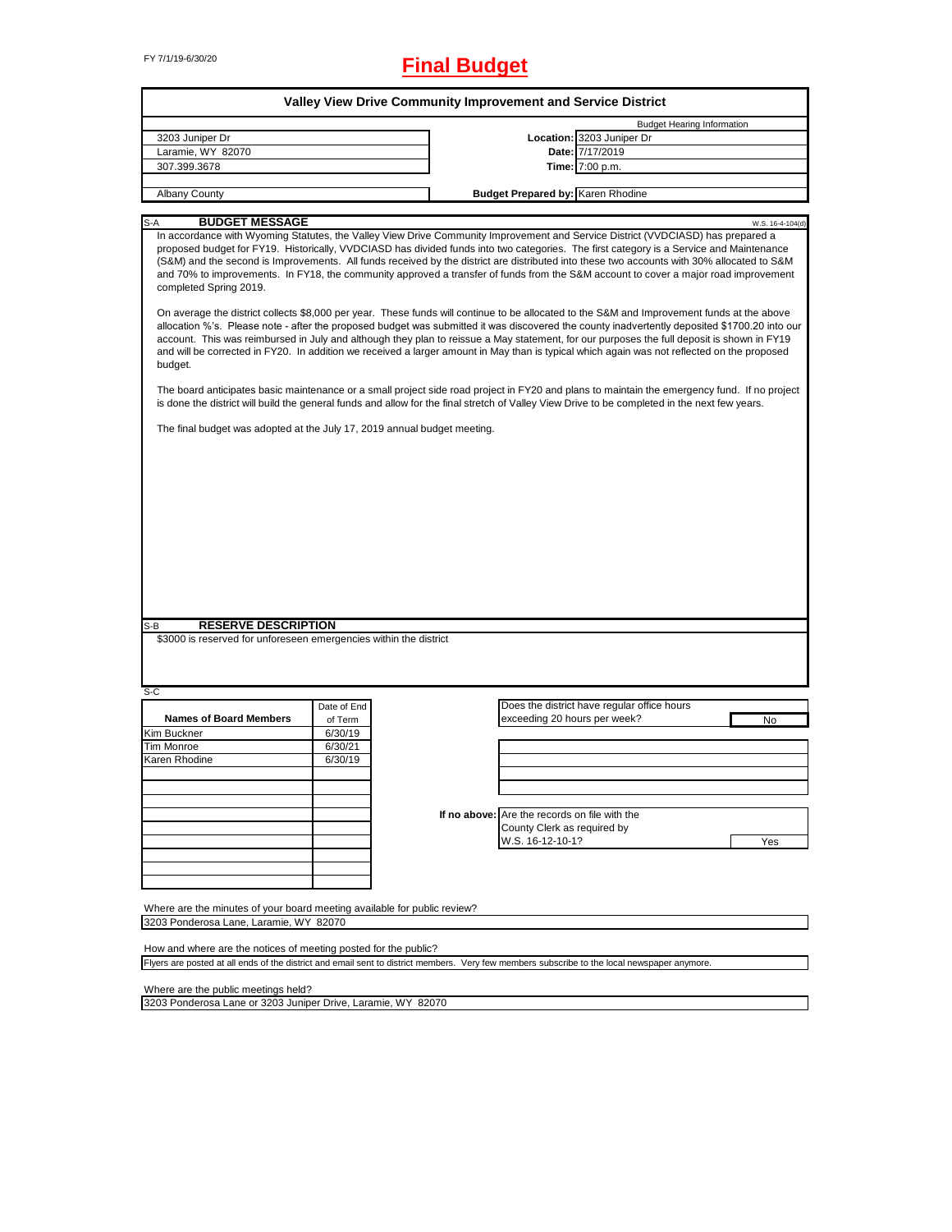FY 7/1/19-6/30/20

# Final Budget

## Valley View Drive Community Improvement and Service District

| | | |
|---|---|---|
| 3203 Juniper Dr | | Budget Hearing Information |
| Laramie, WY 82070 | **Location:** | 3203 Juniper Dr |
| 307.399.3678 | **Date:** | 7/17/2019 |
| | **Time:** | 7:00 p.m. |
| Albany County | **Budget Prepared by:** | Karen Rhodine |

### S-A BUDGET MESSAGE

W.S. 16-4-104(d)

In accordance with Wyoming Statutes, the Valley View Drive Community Improvement and Service District (VVDCIASD) has prepared a proposed budget for FY19. Historically, VVDCIASD has divided funds into two categories. The first category is a Service and Maintenance (S&M) and the second is Improvements. All funds received by the district are distributed into these two accounts with 30% allocated to S&M and 70% to improvements. In FY18, the community approved a transfer of funds from the S&M account to cover a major road improvement completed Spring 2019.

On average the district collects $8,000 per year. These funds will continue to be allocated to the S&M and Improvement funds at the above allocation %'s. Please note - after the proposed budget was submitted it was discovered the county inadvertently deposited $1700.20 into our account. This was reimbursed in July and although they plan to reissue a May statement, for our purposes the full deposit is shown in FY19 and will be corrected in FY20. In addition we received a larger amount in May than is typical which again was not reflected on the proposed budget.

The board anticipates basic maintenance or a small project side road project in FY20 and plans to maintain the emergency fund. If no project is done the district will build the general funds and allow for the final stretch of Valley View Drive to be completed in the next few years.

The final budget was adopted at the July 17, 2019 annual budget meeting.

### S-B RESERVE DESCRIPTION

$3000 is reserved for unforeseen emergencies within the district

### S-C

| Names of Board Members | Date of End of Term |
|---|---|
| Kim Buckner | 6/30/19 |
| Tim Monroe | 6/30/21 |
| Karen Rhodine | 6/30/19 |

Does the district have regular office hours exceeding 20 hours per week? **No**

If no above: Are the records on file with the County Clerk as required by W.S. 16-12-10-1? **Yes**

Where are the minutes of your board meeting available for public review?
3203 Ponderosa Lane, Laramie, WY 82070

How and where are the notices of meeting posted for the public?
Flyers are posted at all ends of the district and email sent to district members. Very few members subscribe to the local newspaper anymore.

Where are the public meetings held?
3203 Ponderosa Lane or 3203 Juniper Drive, Laramie, WY 82070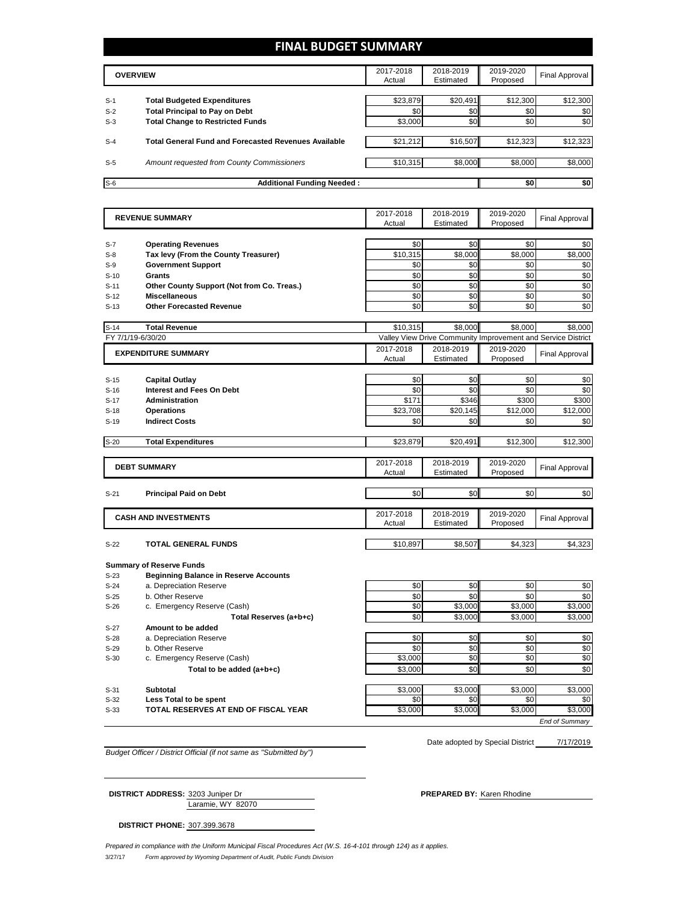# FINAL BUDGET SUMMARY

| | OVERVIEW | 2017-2018 Actual | 2018-2019 Estimated | 2019-2020 Proposed | Final Approval |
|---|---|---|---|---|---|
| S-1 | **Total Budgeted Expenditures** | $23,879 | $20,491 | $12,300 | $12,300 |
| S-2 | **Total Principal to Pay on Debt** | $0 | $0 | $0 | $0 |
| S-3 | **Total Change to Restricted Funds** | $3,000 | $0 | $0 | $0 |
| S-4 | **Total General Fund and Forecasted Revenues Available** | $21,212 | $16,507 | $12,323 | $12,323 |
| S-5 | *Amount requested from County Commissioners* | $10,315 | $8,000 | $8,000 | $8,000 |
| S-6 | **Additional Funding Needed :** | | | $0 | $0 |

| | REVENUE SUMMARY | 2017-2018 Actual | 2018-2019 Estimated | 2019-2020 Proposed | Final Approval |
|---|---|---|---|---|---|
| S-7 | **Operating Revenues** | $0 | $0 | $0 | $0 |
| S-8 | **Tax levy (From the County Treasurer)** | $10,315 | $8,000 | $8,000 | $8,000 |
| S-9 | **Government Support** | $0 | $0 | $0 | $0 |
| S-10 | **Grants** | $0 | $0 | $0 | $0 |
| S-11 | **Other County Support (Not from Co. Treas.)** | $0 | $0 | $0 | $0 |
| S-12 | **Miscellaneous** | $0 | $0 | $0 | $0 |
| S-13 | **Other Forecasted Revenue** | $0 | $0 | $0 | $0 |
| S-14 | **Total Revenue** | $10,315 | $8,000 | $8,000 | $8,000 |

FY 7/1/19-6/30/20 — Valley View Drive Community Improvement and Service District

| | EXPENDITURE SUMMARY | 2017-2018 Actual | 2018-2019 Estimated | 2019-2020 Proposed | Final Approval |
|---|---|---|---|---|---|
| S-15 | **Capital Outlay** | $0 | $0 | $0 | $0 |
| S-16 | **Interest and Fees On Debt** | $0 | $0 | $0 | $0 |
| S-17 | **Administration** | $171 | $346 | $300 | $300 |
| S-18 | **Operations** | $23,708 | $20,145 | $12,000 | $12,000 |
| S-19 | **Indirect Costs** | $0 | $0 | $0 | $0 |
| S-20 | **Total Expenditures** | $23,879 | $20,491 | $12,300 | $12,300 |

| | DEBT SUMMARY | 2017-2018 Actual | 2018-2019 Estimated | 2019-2020 Proposed | Final Approval |
|---|---|---|---|---|---|
| S-21 | **Principal Paid on Debt** | $0 | $0 | $0 | $0 |

| | CASH AND INVESTMENTS | 2017-2018 Actual | 2018-2019 Estimated | 2019-2020 Proposed | Final Approval |
|---|---|---|---|---|---|
| S-22 | **TOTAL GENERAL FUNDS** | $10,897 | $8,507 | $4,323 | $4,323 |
| | **Summary of Reserve Funds** | | | | |
| S-23 | **Beginning Balance in Reserve Accounts** | | | | |
| S-24 | a. Depreciation Reserve | $0 | $0 | $0 | $0 |
| S-25 | b. Other Reserve | $0 | $0 | $0 | $0 |
| S-26 | c. Emergency Reserve (Cash) | $0 | $3,000 | $3,000 | $3,000 |
| | **Total Reserves (a+b+c)** | $0 | $3,000 | $3,000 | $3,000 |
| S-27 | **Amount to be added** | | | | |
| S-28 | a. Depreciation Reserve | $0 | $0 | $0 | $0 |
| S-29 | b. Other Reserve | $0 | $0 | $0 | $0 |
| S-30 | c. Emergency Reserve (Cash) | $3,000 | $0 | $0 | $0 |
| | **Total to be added (a+b+c)** | $3,000 | $0 | $0 | $0 |
| S-31 | **Subtotal** | $3,000 | $3,000 | $3,000 | $3,000 |
| S-32 | **Less Total to be spent** | $0 | $0 | $0 | $0 |
| S-33 | **TOTAL RESERVES AT END OF FISCAL YEAR** | $3,000 | $3,000 | $3,000 | $3,000 |

*End of Summary*

Date adopted by Special District 7/17/2019

*Budget Officer / District Official (if not same as "Submitted by")*

**DISTRICT ADDRESS:** 3203 Juniper Dr
Laramie, WY 82070

**PREPARED BY:** Karen Rhodine

**DISTRICT PHONE:** 307.399.3678

*Prepared in compliance with the Uniform Municipal Fiscal Procedures Act (W.S. 16-4-101 through 124) as it applies.*

3/27/17 *Form approved by Wyoming Department of Audit, Public Funds Division*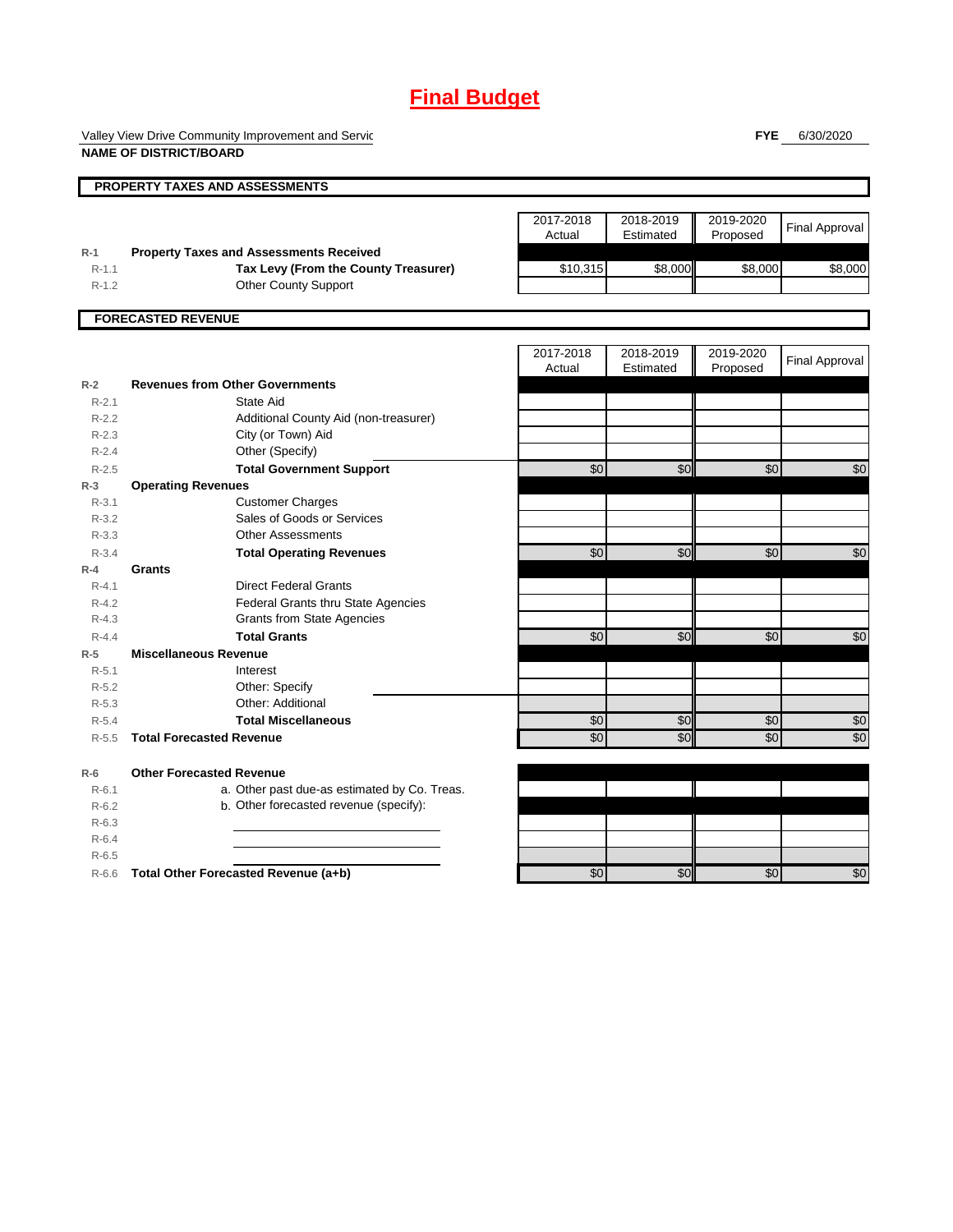# Final Budget

Valley View Drive Community Improvement and Servic

**NAME OF DISTRICT/BOARD**

**FYE** 6/30/2020

## PROPERTY TAXES AND ASSESSMENTS

| | | 2017-2018 Actual | 2018-2019 Estimated | 2019-2020 Proposed | Final Approval |
|---|---|---|---|---|---|
| R-1 | **Property Taxes and Assessments Received** | | | | |
| R-1.1 | **Tax Levy (From the County Treasurer)** | $10,315 | $8,000 | $8,000 | $8,000 |
| R-1.2 | Other County Support | | | | |

## FORECASTED REVENUE

| | | 2017-2018 Actual | 2018-2019 Estimated | 2019-2020 Proposed | Final Approval |
|---|---|---|---|---|---|
| R-2 | **Revenues from Other Governments** | | | | |
| R-2.1 | State Aid | | | | |
| R-2.2 | Additional County Aid (non-treasurer) | | | | |
| R-2.3 | City (or Town) Aid | | | | |
| R-2.4 | Other (Specify) | | | | |
| R-2.5 | **Total Government Support** | $0 | $0 | $0 | $0 |
| R-3 | **Operating Revenues** | | | | |
| R-3.1 | Customer Charges | | | | |
| R-3.2 | Sales of Goods or Services | | | | |
| R-3.3 | Other Assessments | | | | |
| R-3.4 | **Total Operating Revenues** | $0 | $0 | $0 | $0 |
| R-4 | **Grants** | | | | |
| R-4.1 | Direct Federal Grants | | | | |
| R-4.2 | Federal Grants thru State Agencies | | | | |
| R-4.3 | Grants from State Agencies | | | | |
| R-4.4 | **Total Grants** | $0 | $0 | $0 | $0 |
| R-5 | **Miscellaneous Revenue** | | | | |
| R-5.1 | Interest | | | | |
| R-5.2 | Other: Specify | | | | |
| R-5.3 | Other: Additional | | | | |
| R-5.4 | **Total Miscellaneous** | $0 | $0 | $0 | $0 |
| R-5.5 | **Total Forecasted Revenue** | $0 | $0 | $0 | $0 |
| R-6 | **Other Forecasted Revenue** | | | | |
| R-6.1 | a. Other past due-as estimated by Co. Treas. | | | | |
| R-6.2 | b. Other forecasted revenue (specify): | | | | |
| R-6.3 | | | | | |
| R-6.4 | | | | | |
| R-6.5 | | | | | |
| R-6.6 | **Total Other Forecasted Revenue (a+b)** | $0 | $0 | $0 | $0 |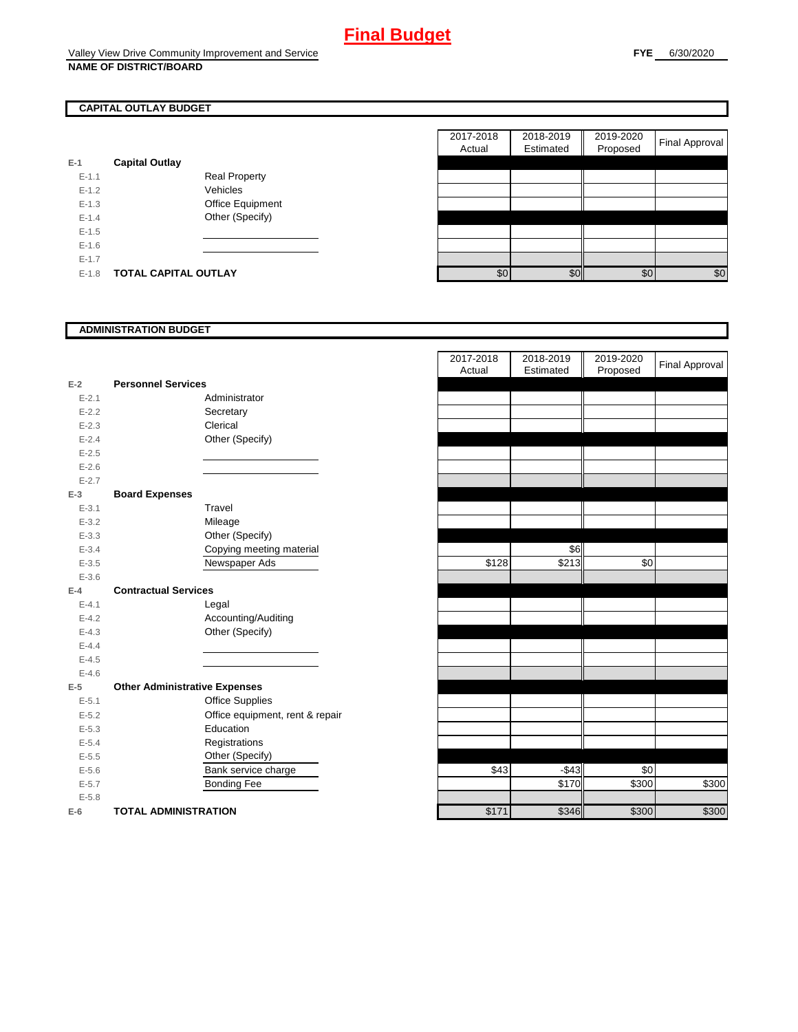# Final Budget

Valley View Drive Community Improvement and Service

**NAME OF DISTRICT/BOARD**

**FYE** 6/30/2020

## CAPITAL OUTLAY BUDGET

| | | | 2017-2018 Actual | 2018-2019 Estimated | 2019-2020 Proposed | Final Approval |
|---|---|---|---|---|---|---|
| E-1 | **Capital Outlay** | | | | | |
| E-1.1 | | Real Property | | | | |
| E-1.2 | | Vehicles | | | | |
| E-1.3 | | Office Equipment | | | | |
| E-1.4 | | Other (Specify) | | | | |
| E-1.5 | | | | | | |
| E-1.6 | | | | | | |
| E-1.7 | | | | | | |
| E-1.8 | **TOTAL CAPITAL OUTLAY** | | $0 | $0 | $0 | $0 |

## ADMINISTRATION BUDGET

| | | | 2017-2018 Actual | 2018-2019 Estimated | 2019-2020 Proposed | Final Approval |
|---|---|---|---|---|---|---|
| E-2 | **Personnel Services** | | | | | |
| E-2.1 | | Administrator | | | | |
| E-2.2 | | Secretary | | | | |
| E-2.3 | | Clerical | | | | |
| E-2.4 | | Other (Specify) | | | | |
| E-2.5 | | | | | | |
| E-2.6 | | | | | | |
| E-2.7 | | | | | | |
| E-3 | **Board Expenses** | | | | | |
| E-3.1 | | Travel | | | | |
| E-3.2 | | Mileage | | | | |
| E-3.3 | | Other (Specify) | | | | |
| E-3.4 | | Copying meeting material | | $6 | | |
| E-3.5 | | Newspaper Ads | $128 | $213 | $0 | |
| E-3.6 | | | | | | |
| E-4 | **Contractual Services** | | | | | |
| E-4.1 | | Legal | | | | |
| E-4.2 | | Accounting/Auditing | | | | |
| E-4.3 | | Other (Specify) | | | | |
| E-4.4 | | | | | | |
| E-4.5 | | | | | | |
| E-4.6 | | | | | | |
| E-5 | **Other Administrative Expenses** | | | | | |
| E-5.1 | | Office Supplies | | | | |
| E-5.2 | | Office equipment, rent & repair | | | | |
| E-5.3 | | Education | | | | |
| E-5.4 | | Registrations | | | | |
| E-5.5 | | Other (Specify) | | | | |
| E-5.6 | | Bank service charge | $43 | -$43 | $0 | |
| E-5.7 | | Bonding Fee | | $170 | $300 | $300 |
| E-5.8 | | | | | | |
| E-6 | **TOTAL ADMINISTRATION** | | $171 | $346 | $300 | $300 |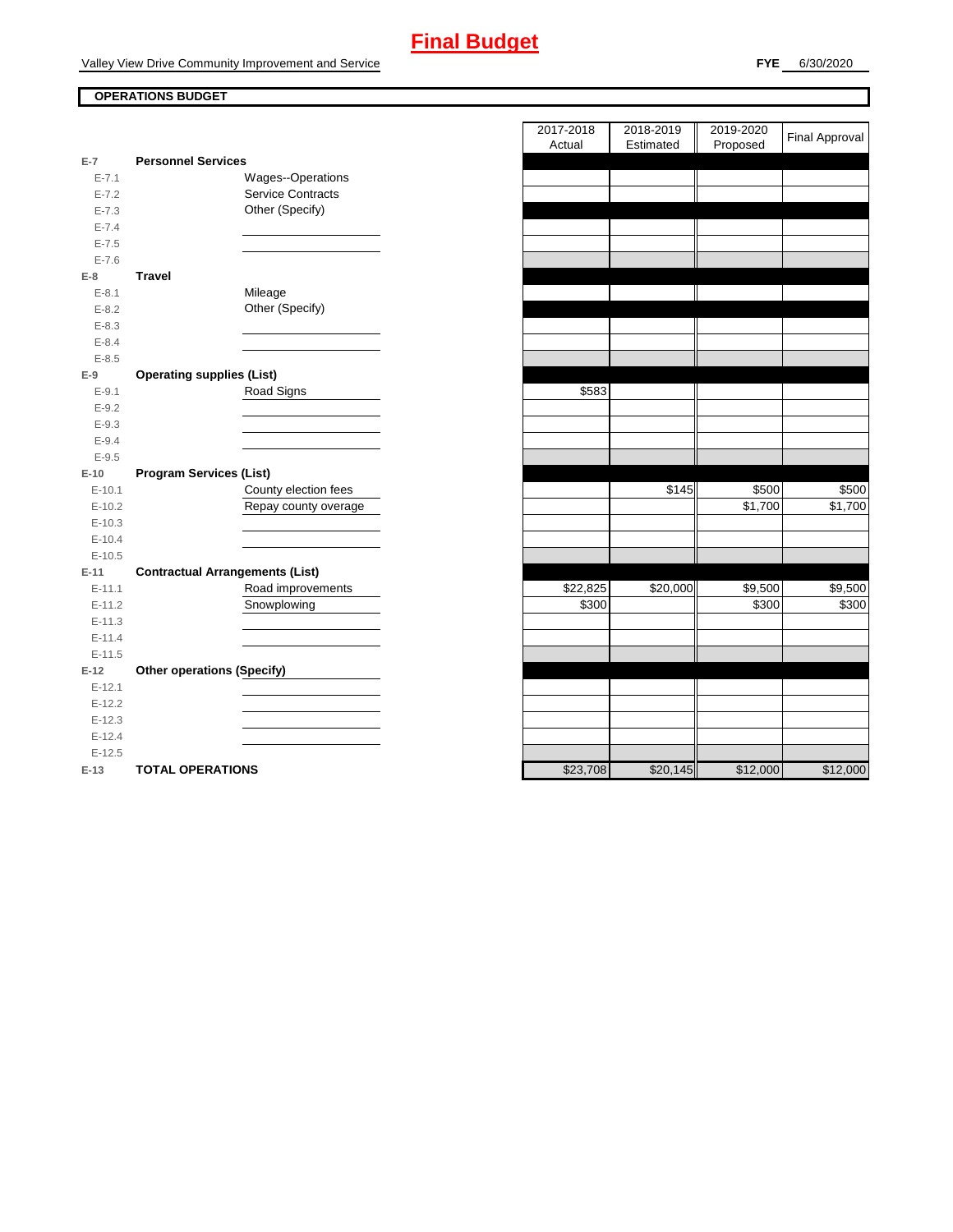# Final Budget

Valley View Drive Community Improvement and Service

**FYE** 6/30/2020

**OPERATIONS BUDGET**

| | | | 2017-2018 Actual | 2018-2019 Estimated | 2019-2020 Proposed | Final Approval |
|---|---|---|---|---|---|---|
| E-7 | **Personnel Services** | | | | | |
| E-7.1 | | Wages--Operations | | | | |
| E-7.2 | | Service Contracts | | | | |
| E-7.3 | | Other (Specify) | | | | |
| E-7.4 | | | | | | |
| E-7.5 | | | | | | |
| E-7.6 | | | | | | |
| E-8 | **Travel** | | | | | |
| E-8.1 | | Mileage | | | | |
| E-8.2 | | Other (Specify) | | | | |
| E-8.3 | | | | | | |
| E-8.4 | | | | | | |
| E-8.5 | | | | | | |
| E-9 | **Operating supplies (List)** | | | | | |
| E-9.1 | | Road Signs | $583 | | | |
| E-9.2 | | | | | | |
| E-9.3 | | | | | | |
| E-9.4 | | | | | | |
| E-9.5 | | | | | | |
| E-10 | **Program Services (List)** | | | | | |
| E-10.1 | | County election fees | | $145 | $500 | $500 |
| E-10.2 | | Repay county overage | | | $1,700 | $1,700 |
| E-10.3 | | | | | | |
| E-10.4 | | | | | | |
| E-10.5 | | | | | | |
| E-11 | **Contractual Arrangements (List)** | | | | | |
| E-11.1 | | Road improvements | $22,825 | $20,000 | $9,500 | $9,500 |
| E-11.2 | | Snowplowing | $300 | | $300 | $300 |
| E-11.3 | | | | | | |
| E-11.4 | | | | | | |
| E-11.5 | | | | | | |
| E-12 | **Other operations (Specify)** | | | | | |
| E-12.1 | | | | | | |
| E-12.2 | | | | | | |
| E-12.3 | | | | | | |
| E-12.4 | | | | | | |
| E-12.5 | | | | | | |
| E-13 | **TOTAL OPERATIONS** | | $23,708 | $20,145 | $12,000 | $12,000 |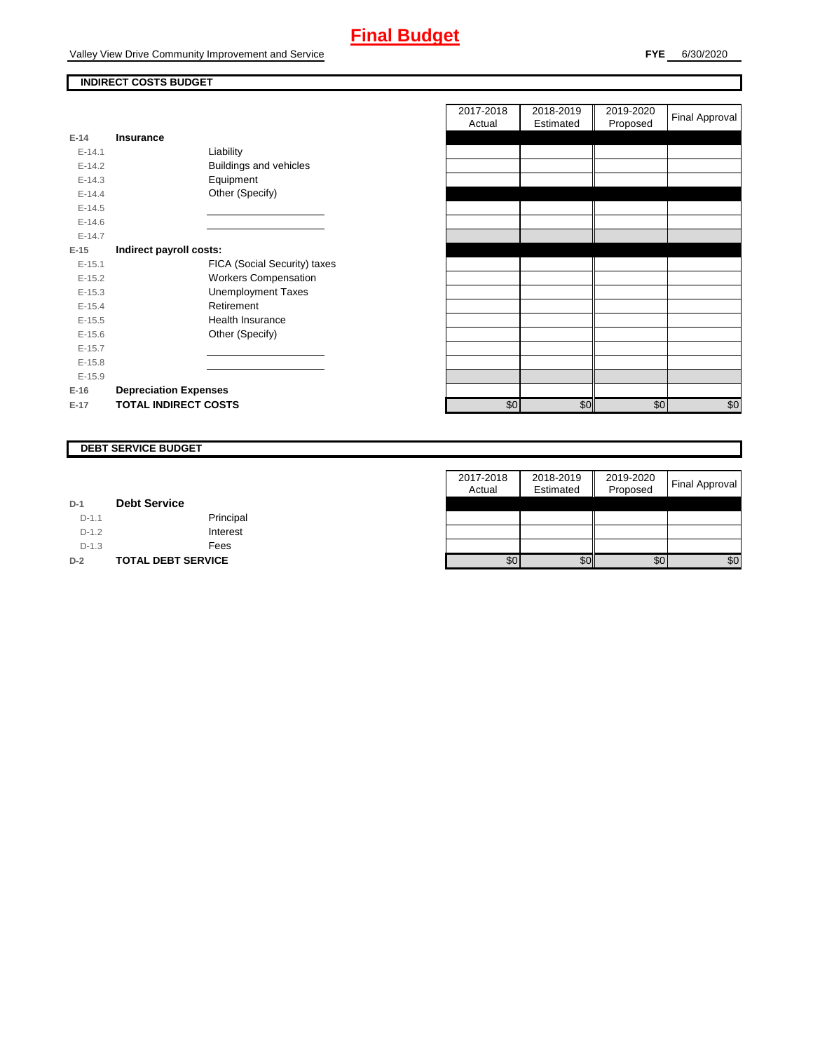# Final Budget

Valley View Drive Community Improvement and Service

**FYE** 6/30/2020

## INDIRECT COSTS BUDGET

| | | | 2017-2018 Actual | 2018-2019 Estimated | 2019-2020 Proposed | Final Approval |
|---|---|---|---|---|---|---|
| **E-14** | **Insurance** | | | | | |
| E-14.1 | | Liability | | | | |
| E-14.2 | | Buildings and vehicles | | | | |
| E-14.3 | | Equipment | | | | |
| E-14.4 | | Other (Specify) | | | | |
| E-14.5 | | | | | | |
| E-14.6 | | | | | | |
| E-14.7 | | | | | | |
| **E-15** | **Indirect payroll costs:** | | | | | |
| E-15.1 | | FICA (Social Security) taxes | | | | |
| E-15.2 | | Workers Compensation | | | | |
| E-15.3 | | Unemployment Taxes | | | | |
| E-15.4 | | Retirement | | | | |
| E-15.5 | | Health Insurance | | | | |
| E-15.6 | | Other (Specify) | | | | |
| E-15.7 | | | | | | |
| E-15.8 | | | | | | |
| E-15.9 | | | | | | |
| **E-16** | **Depreciation Expenses** | | | | | |
| **E-17** | **TOTAL INDIRECT COSTS** | | $0 | $0 | $0 | $0 |

## DEBT SERVICE BUDGET

| | | | 2017-2018 Actual | 2018-2019 Estimated | 2019-2020 Proposed | Final Approval |
|---|---|---|---|---|---|---|
| **D-1** | **Debt Service** | | | | | |
| D-1.1 | | Principal | | | | |
| D-1.2 | | Interest | | | | |
| D-1.3 | | Fees | | | | |
| **D-2** | **TOTAL DEBT SERVICE** | | $0 | $0 | $0 | $0 |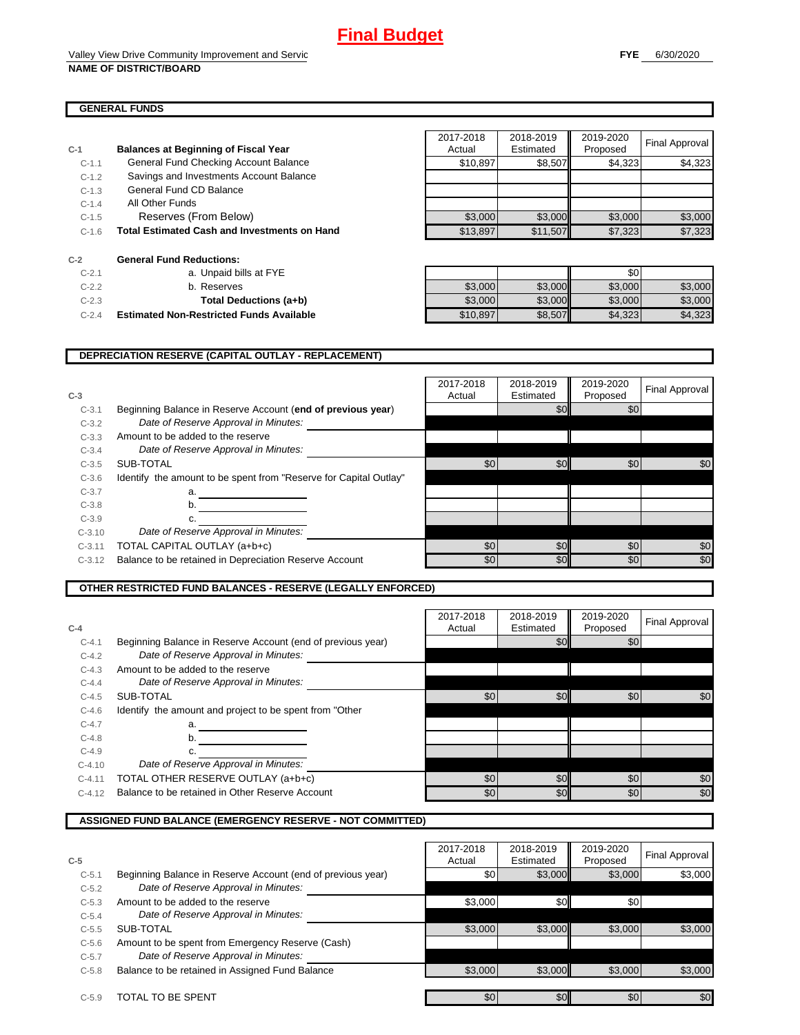# Final Budget

Valley View Drive Community Improvement and Servic

**NAME OF DISTRICT/BOARD**

**FYE** 6/30/2020

## GENERAL FUNDS

| | | 2017-2018 Actual | 2018-2019 Estimated | 2019-2020 Proposed | Final Approval |
|---|---|---|---|---|---|
| **C-1** | **Balances at Beginning of Fiscal Year** | | | | |
| C-1.1 | General Fund Checking Account Balance | $10,897 | $8,507 | $4,323 | $4,323 |
| C-1.2 | Savings and Investments Account Balance | | | | |
| C-1.3 | General Fund CD Balance | | | | |
| C-1.4 | All Other Funds | | | | |
| C-1.5 | Reserves (From Below) | $3,000 | $3,000 | $3,000 | $3,000 |
| C-1.6 | **Total Estimated Cash and Investments on Hand** | $13,897 | $11,507 | $7,323 | $7,323 |
| **C-2** | **General Fund Reductions:** | | | | |
| C-2.1 | a. Unpaid bills at FYE | | | $0 | |
| C-2.2 | b. Reserves | $3,000 | $3,000 | $3,000 | $3,000 |
| C-2.3 | **Total Deductions (a+b)** | $3,000 | $3,000 | $3,000 | $3,000 |
| C-2.4 | **Estimated Non-Restricted Funds Available** | $10,897 | $8,507 | $4,323 | $4,323 |

## DEPRECIATION RESERVE (CAPITAL OUTLAY - REPLACEMENT)

| C-3 | | 2017-2018 Actual | 2018-2019 Estimated | 2019-2020 Proposed | Final Approval |
|---|---|---|---|---|---|
| C-3.1 | Beginning Balance in Reserve Account (**end of previous year**) | | $0 | $0 | |
| C-3.2 | *Date of Reserve Approval in Minutes:* | | | | |
| C-3.3 | Amount to be added to the reserve | | | | |
| C-3.4 | *Date of Reserve Approval in Minutes:* | | | | |
| C-3.5 | SUB-TOTAL | $0 | $0 | $0 | $0 |
| C-3.6 | Identify the amount to be spent from "Reserve for Capital Outlay" | | | | |
| C-3.7 | a. | | | | |
| C-3.8 | b. | | | | |
| C-3.9 | c. | | | | |
| C-3.10 | *Date of Reserve Approval in Minutes:* | | | | |
| C-3.11 | TOTAL CAPITAL OUTLAY (a+b+c) | $0 | $0 | $0 | $0 |
| C-3.12 | Balance to be retained in Depreciation Reserve Account | $0 | $0 | $0 | $0 |

## OTHER RESTRICTED FUND BALANCES - RESERVE (LEGALLY ENFORCED)

| C-4 | | 2017-2018 Actual | 2018-2019 Estimated | 2019-2020 Proposed | Final Approval |
|---|---|---|---|---|---|
| C-4.1 | Beginning Balance in Reserve Account (end of previous year) | | $0 | $0 | |
| C-4.2 | *Date of Reserve Approval in Minutes:* | | | | |
| C-4.3 | Amount to be added to the reserve | | | | |
| C-4.4 | *Date of Reserve Approval in Minutes:* | | | | |
| C-4.5 | SUB-TOTAL | $0 | $0 | $0 | $0 |
| C-4.6 | Identify the amount and project to be spent from "Other | | | | |
| C-4.7 | a. | | | | |
| C-4.8 | b. | | | | |
| C-4.9 | c. | | | | |
| C-4.10 | *Date of Reserve Approval in Minutes:* | | | | |
| C-4.11 | TOTAL OTHER RESERVE OUTLAY (a+b+c) | $0 | $0 | $0 | $0 |
| C-4.12 | Balance to be retained in Other Reserve Account | $0 | $0 | $0 | $0 |

## ASSIGNED FUND BALANCE (EMERGENCY RESERVE - NOT COMMITTED)

| C-5 | | 2017-2018 Actual | 2018-2019 Estimated | 2019-2020 Proposed | Final Approval |
|---|---|---|---|---|---|
| C-5.1 | Beginning Balance in Reserve Account (end of previous year) | $0 | $3,000 | $3,000 | $3,000 |
| C-5.2 | *Date of Reserve Approval in Minutes:* | | | | |
| C-5.3 | Amount to be added to the reserve | $3,000 | $0 | $0 | |
| C-5.4 | *Date of Reserve Approval in Minutes:* | | | | |
| C-5.5 | SUB-TOTAL | $3,000 | $3,000 | $3,000 | $3,000 |
| C-5.6 | Amount to be spent from Emergency Reserve (Cash) | | | | |
| C-5.7 | *Date of Reserve Approval in Minutes:* | | | | |
| C-5.8 | Balance to be retained in Assigned Fund Balance | $3,000 | $3,000 | $3,000 | $3,000 |
| C-5.9 | TOTAL TO BE SPENT | $0 | $0 | $0 | $0 |